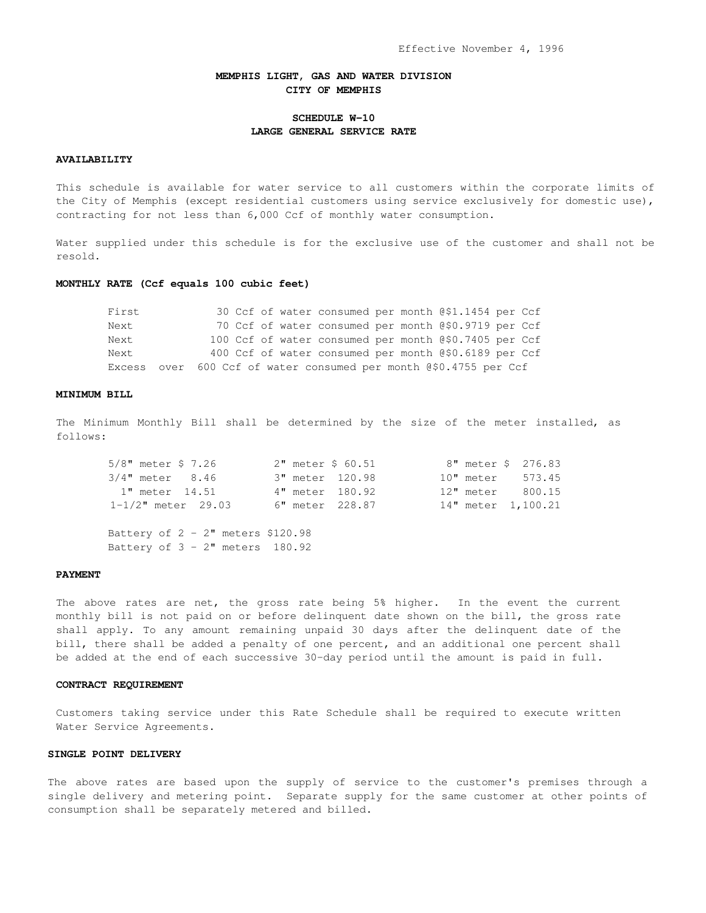Effective November 4, 1996

# MEMPHIS LIGHT, GAS AND WATER DIVISION
# CITY OF MEMPHIS

## SCHEDULE W-10
## LARGE GENERAL SERVICE RATE

### AVAILABILITY

This schedule is available for water service to all customers within the corporate limits of the City of Memphis (except residential customers using service exclusively for domestic use), contracting for not less than 6,000 Ccf of monthly water consumption.

Water supplied under this schedule is for the exclusive use of the customer and shall not be resold.

### MONTHLY RATE (Ccf equals 100 cubic feet)

| | | |
|---|---|---|
| First | 30 Ccf of water consumed per month | @$1.1454 per Ccf |
| Next | 70 Ccf of water consumed per month | @$0.9719 per Ccf |
| Next | 100 Ccf of water consumed per month | @$0.7405 per Ccf |
| Next | 400 Ccf of water consumed per month | @$0.6189 per Ccf |
| Excess over | 600 Ccf of water consumed per month | @$0.4755 per Ccf |

### MINIMUM BILL

The Minimum Monthly Bill shall be determined by the size of the meter installed, as follows:

| Meter | Amount | Meter | Amount | Meter | Amount |
|---|---|---|---|---|---|
| 5/8" meter | $ 7.26 | 2" meter | $ 60.51 | 8" meter | $ 276.83 |
| 3/4" meter | 8.46 | 3" meter | 120.98 | 10" meter | 573.45 |
| 1" meter | 14.51 | 4" meter | 180.92 | 12" meter | 800.15 |
| 1-1/2" meter | 29.03 | 6" meter | 228.87 | 14" meter | 1,100.21 |

Battery of 2 - 2" meters $120.98
Battery of 3 - 2" meters 180.92

### PAYMENT

The above rates are net, the gross rate being 5% higher. In the event the current monthly bill is not paid on or before delinquent date shown on the bill, the gross rate shall apply. To any amount remaining unpaid 30 days after the delinquent date of the bill, there shall be added a penalty of one percent, and an additional one percent shall be added at the end of each successive 30-day period until the amount is paid in full.

### CONTRACT REQUIREMENT

Customers taking service under this Rate Schedule shall be required to execute written Water Service Agreements.

### SINGLE POINT DELIVERY

The above rates are based upon the supply of service to the customer's premises through a single delivery and metering point. Separate supply for the same customer at other points of consumption shall be separately metered and billed.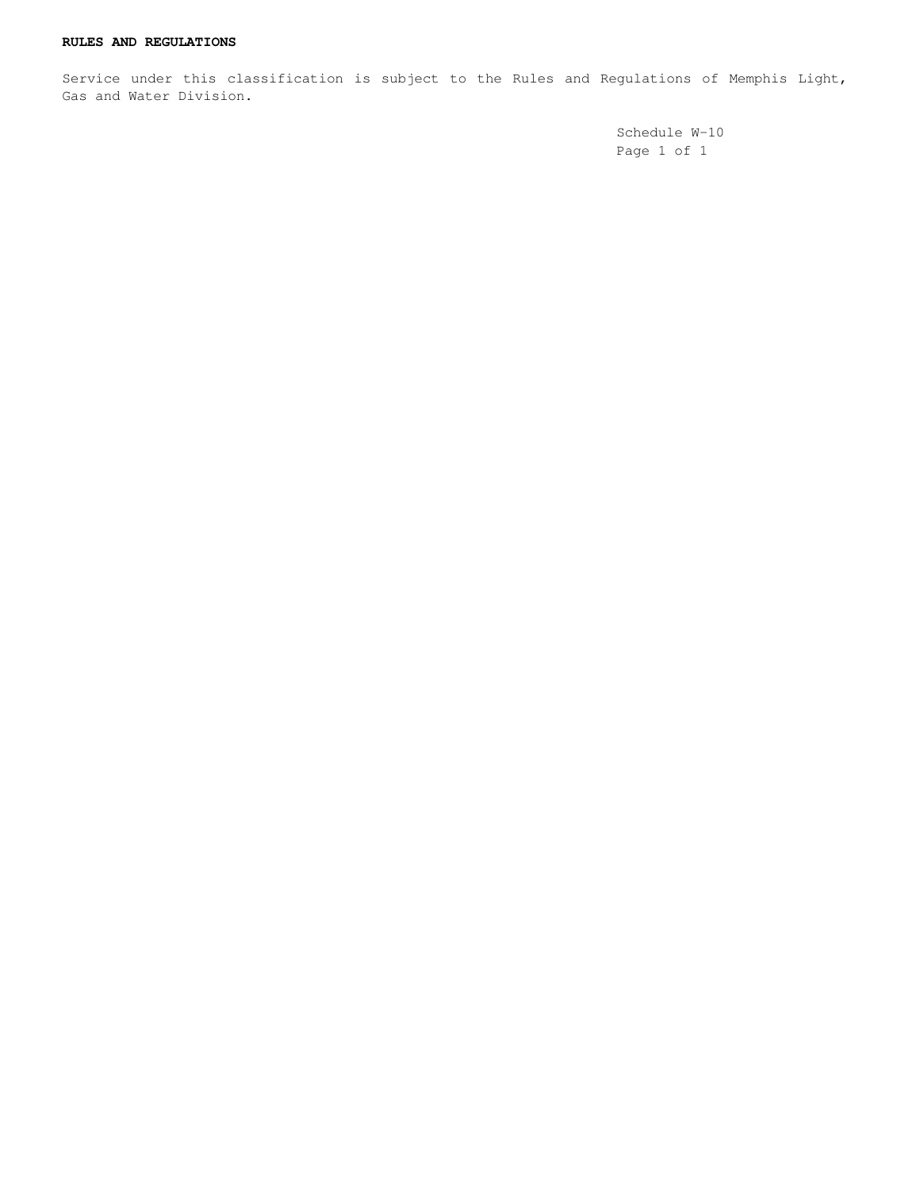**RULES AND REGULATIONS**

Service under this classification is subject to the Rules and Regulations of Memphis Light, Gas and Water Division.

Schedule W-10